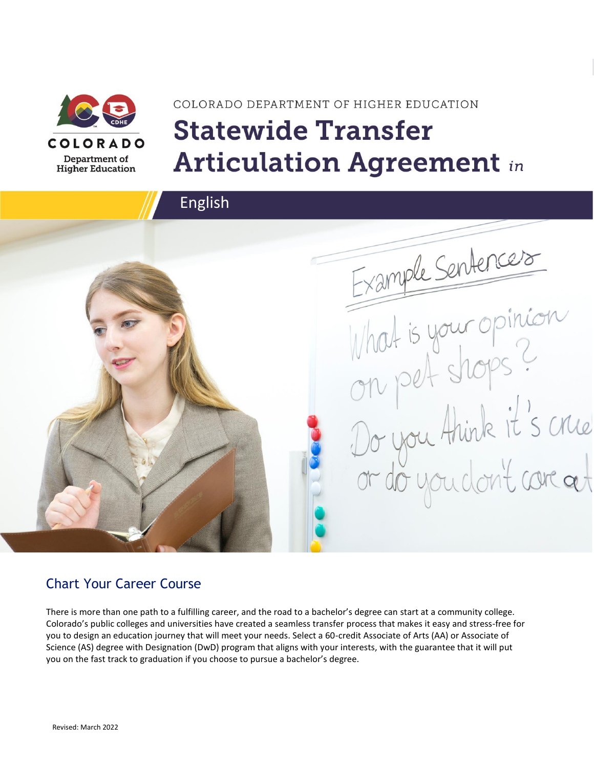COLORADO DEPARTMENT OF HIGHER EDUCATION

# Statewide Transfer Articulation Agreement *in*

## English

## Chart Your Career Course

There is more than one path to a fulfilling career, and the road to a bachelor's degree can start at a community college. Colorado's public colleges and universities have created a seamless transfer process that makes it easy and stress-free for you to design an education journey that will meet your needs. Select a 60-credit Associate of Arts (AA) or Associate of Science (AS) degree with Designation (DwD) program that aligns with your interests, with the guarantee that it will put you on the fast track to graduation if you choose to pursue a bachelor's degree.

Revised: March 2022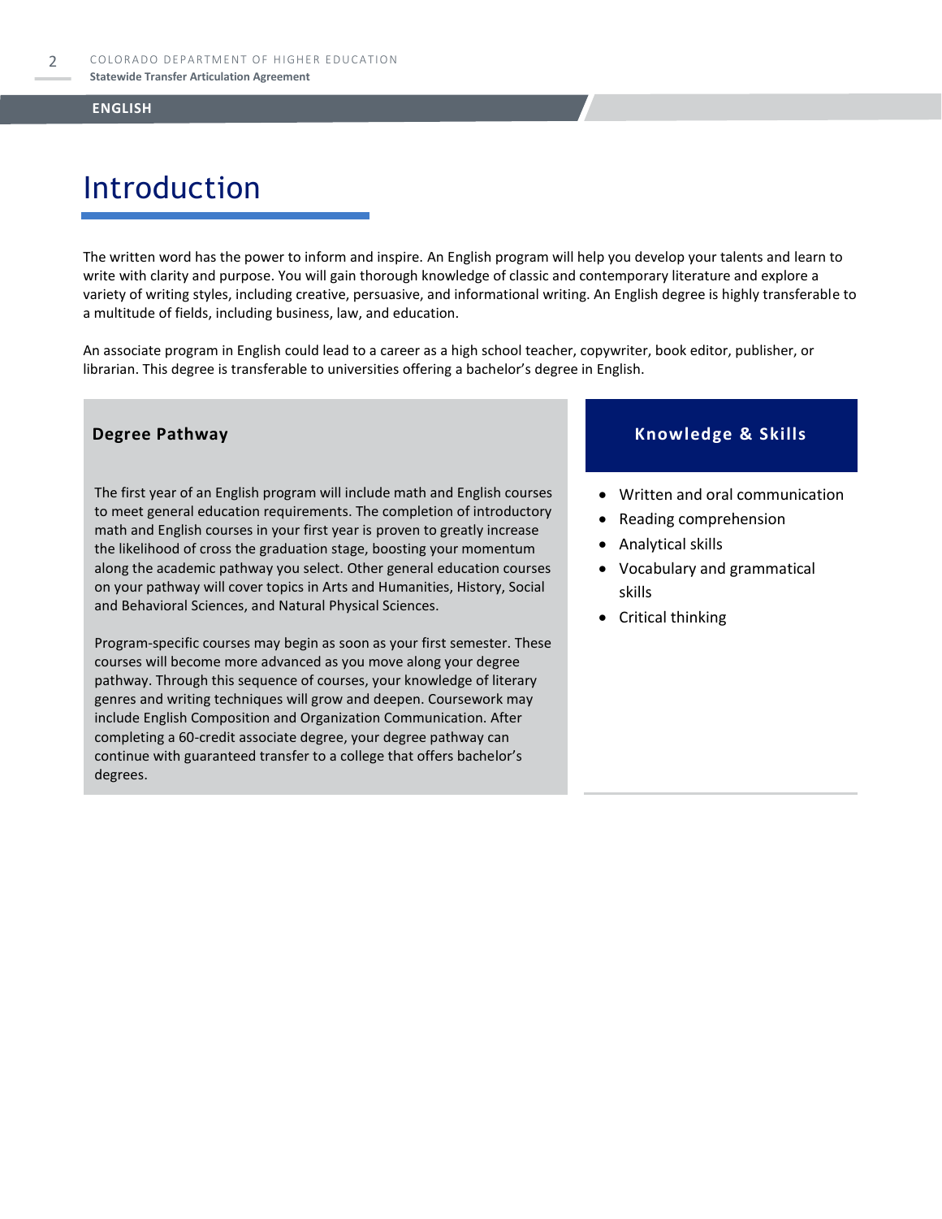# Introduction

The written word has the power to inform and inspire. An English program will help you develop your talents and learn to write with clarity and purpose. You will gain thorough knowledge of classic and contemporary literature and explore a variety of writing styles, including creative, persuasive, and informational writing. An English degree is highly transferable to a multitude of fields, including business, law, and education.

An associate program in English could lead to a career as a high school teacher, copywriter, book editor, publisher, or librarian. This degree is transferable to universities offering a bachelor's degree in English.

## Degree Pathway

The first year of an English program will include math and English courses to meet general education requirements. The completion of introductory math and English courses in your first year is proven to greatly increase the likelihood of cross the graduation stage, boosting your momentum along the academic pathway you select. Other general education courses on your pathway will cover topics in Arts and Humanities, History, Social and Behavioral Sciences, and Natural Physical Sciences.

Program-specific courses may begin as soon as your first semester. These courses will become more advanced as you move along your degree pathway. Through this sequence of courses, your knowledge of literary genres and writing techniques will grow and deepen. Coursework may include English Composition and Organization Communication. After completing a 60-credit associate degree, your degree pathway can continue with guaranteed transfer to a college that offers bachelor's degrees.

## Knowledge & Skills

- Written and oral communication
- Reading comprehension
- Analytical skills
- Vocabulary and grammatical skills
- Critical thinking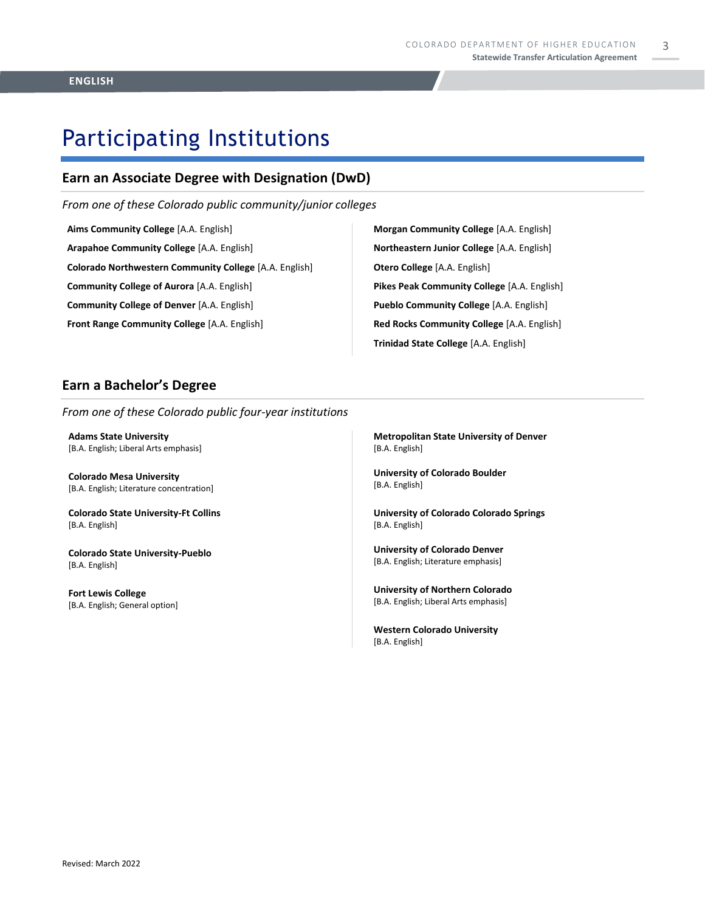ENGLISH

# Participating Institutions

## Earn an Associate Degree with Designation (DwD)

*From one of these Colorado public community/junior colleges*

**Aims Community College** [A.A. English]

**Arapahoe Community College** [A.A. English]

**Colorado Northwestern Community College** [A.A. English]

**Community College of Aurora** [A.A. English]

**Community College of Denver** [A.A. English]

**Front Range Community College** [A.A. English]

**Morgan Community College** [A.A. English]

**Northeastern Junior College** [A.A. English]

**Otero College** [A.A. English]

**Pikes Peak Community College** [A.A. English]

**Pueblo Community College** [A.A. English]

**Red Rocks Community College** [A.A. English]

**Trinidad State College** [A.A. English]

## Earn a Bachelor's Degree

*From one of these Colorado public four-year institutions*

**Adams State University**
[B.A. English; Liberal Arts emphasis]

**Colorado Mesa University**
[B.A. English; Literature concentration]

**Colorado State University-Ft Collins**
[B.A. English]

**Colorado State University-Pueblo**
[B.A. English]

**Fort Lewis College**
[B.A. English; General option]

**Metropolitan State University of Denver**
[B.A. English]

**University of Colorado Boulder**
[B.A. English]

**University of Colorado Colorado Springs**
[B.A. English]

**University of Colorado Denver**
[B.A. English; Literature emphasis]

**University of Northern Colorado**
[B.A. English; Liberal Arts emphasis]

**Western Colorado University**
[B.A. English]

Revised: March 2022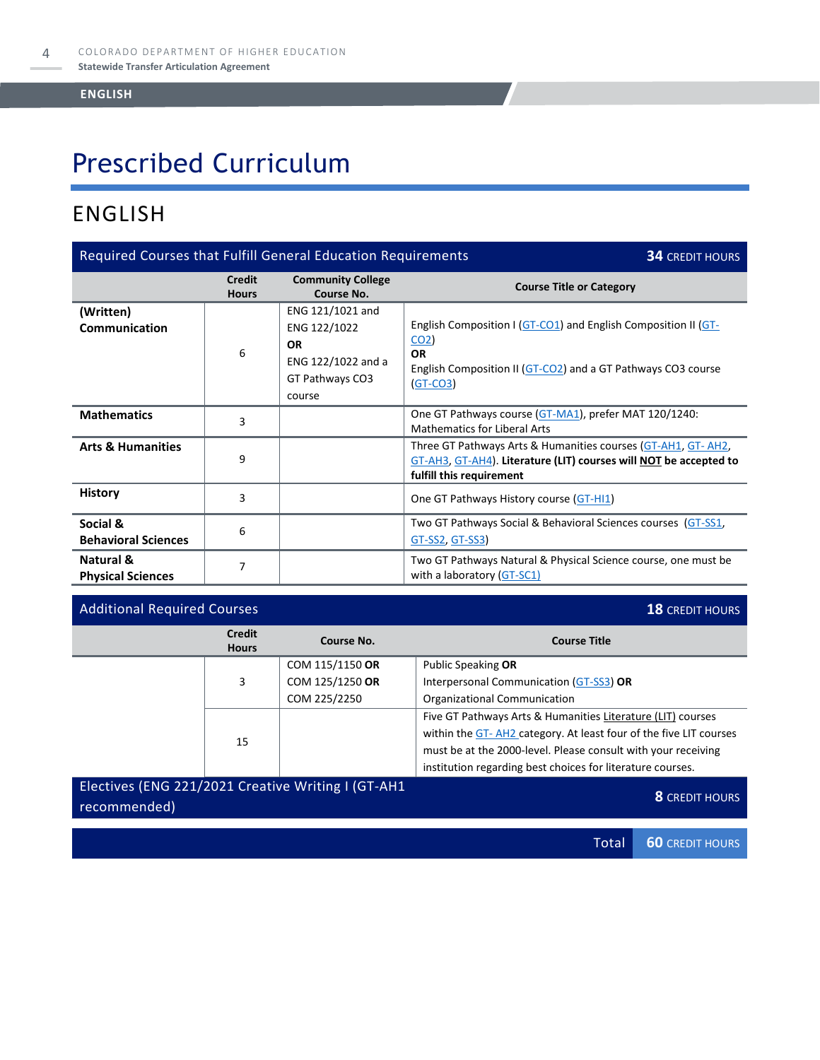# Prescribed Curriculum

## ENGLISH

| Required Courses that Fulfill General Education Requirements | | | **34** CREDIT HOURS |
|---|---|---|---|
| | **Credit Hours** | **Community College Course No.** | **Course Title or Category** |
| **(Written) Communication** | 6 | ENG 121/1021 and ENG 122/1022 **OR** ENG 122/1022 and a GT Pathways CO3 course | English Composition I (GT-CO1) and English Composition II (GT-CO2) **OR** English Composition II (GT-CO2) and a GT Pathways CO3 course (GT-CO3) |
| **Mathematics** | 3 | | One GT Pathways course (GT-MA1), prefer MAT 120/1240: Mathematics for Liberal Arts |
| **Arts & Humanities** | 9 | | Three GT Pathways Arts & Humanities courses (GT-AH1, GT- AH2, GT-AH3, GT-AH4). **Literature (LIT) courses will NOT be accepted to fulfill this requirement** |
| **History** | 3 | | One GT Pathways History course (GT-HI1) |
| **Social & Behavioral Sciences** | 6 | | Two GT Pathways Social & Behavioral Sciences courses (GT-SS1, GT-SS2, GT-SS3) |
| **Natural & Physical Sciences** | 7 | | Two GT Pathways Natural & Physical Science course, one must be with a laboratory (GT-SC1) |

| Additional Required Courses | | | **18** CREDIT HOURS |
|---|---|---|---|
| | **Credit Hours** | **Course No.** | **Course Title** |
| | 3 | COM 115/1150 **OR** COM 125/1250 **OR** COM 225/2250 | Public Speaking **OR** Interpersonal Communication (GT-SS3) **OR** Organizational Communication |
| | 15 | | Five GT Pathways Arts & Humanities Literature (LIT) courses within the GT- AH2 category. At least four of the five LIT courses must be at the 2000-level. Please consult with your receiving institution regarding best choices for literature courses. |

| Electives (ENG 221/2021 Creative Writing I (GT-AH1 recommended) | **8** CREDIT HOURS |
|---|---|

| Total | **60** CREDIT HOURS |
|---|---|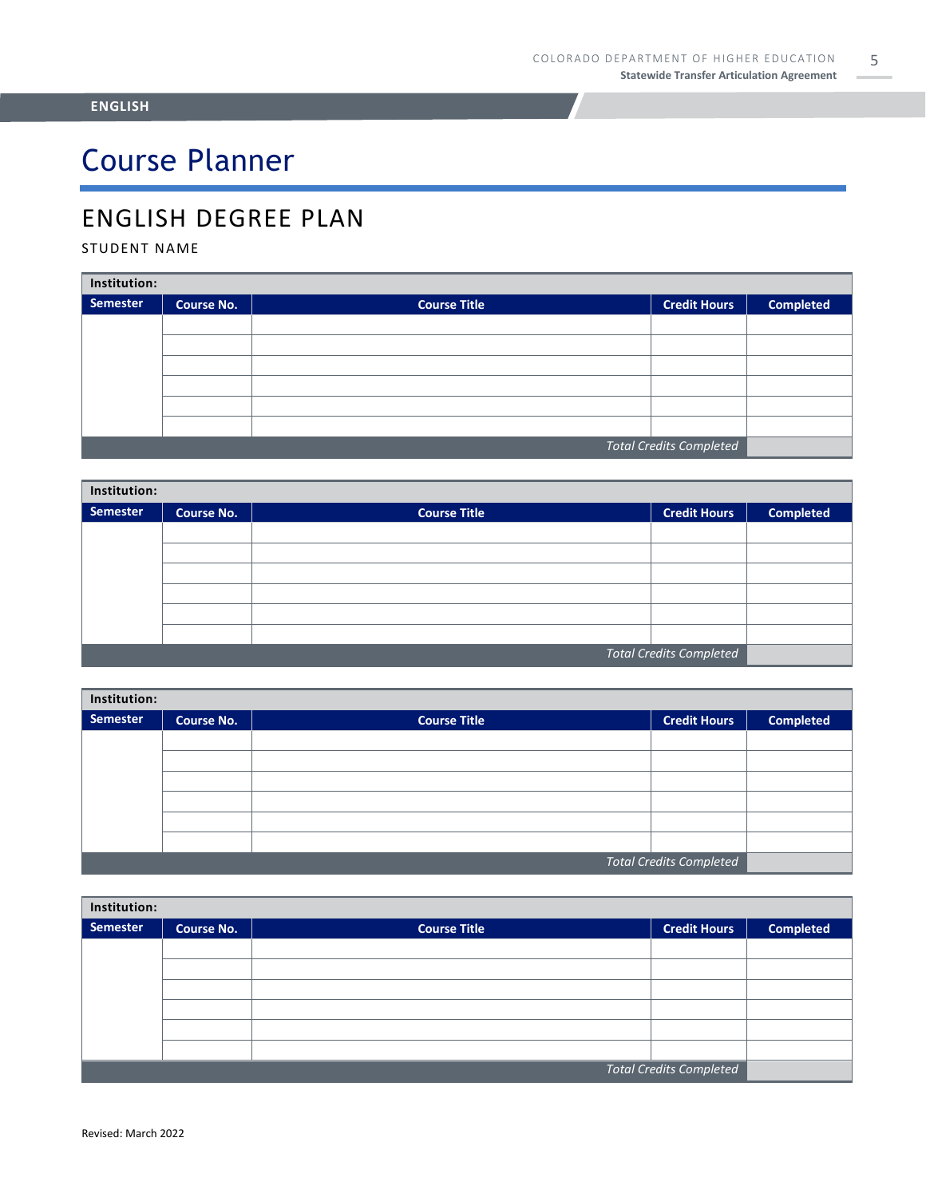**ENGLISH**

# Course Planner

## ENGLISH DEGREE PLAN

STUDENT NAME

| Institution: | | | | |
|---|---|---|---|---|
| **Semester** | **Course No.** | **Course Title** | **Credit Hours** | **Completed** |
| | | | | |
| | | | | |
| | | | | |
| | | | | |
| | | | | |
| | | | | |
| | | | *Total Credits Completed* | |

| Institution: | | | | |
|---|---|---|---|---|
| **Semester** | **Course No.** | **Course Title** | **Credit Hours** | **Completed** |
| | | | | |
| | | | | |
| | | | | |
| | | | | |
| | | | | |
| | | | | |
| | | | *Total Credits Completed* | |

| Institution: | | | | |
|---|---|---|---|---|
| **Semester** | **Course No.** | **Course Title** | **Credit Hours** | **Completed** |
| | | | | |
| | | | | |
| | | | | |
| | | | | |
| | | | | |
| | | | | |
| | | | *Total Credits Completed* | |

| Institution: | | | | |
|---|---|---|---|---|
| **Semester** | **Course No.** | **Course Title** | **Credit Hours** | **Completed** |
| | | | | |
| | | | | |
| | | | | |
| | | | | |
| | | | | |
| | | | | |
| | | | *Total Credits Completed* | |

Revised: March 2022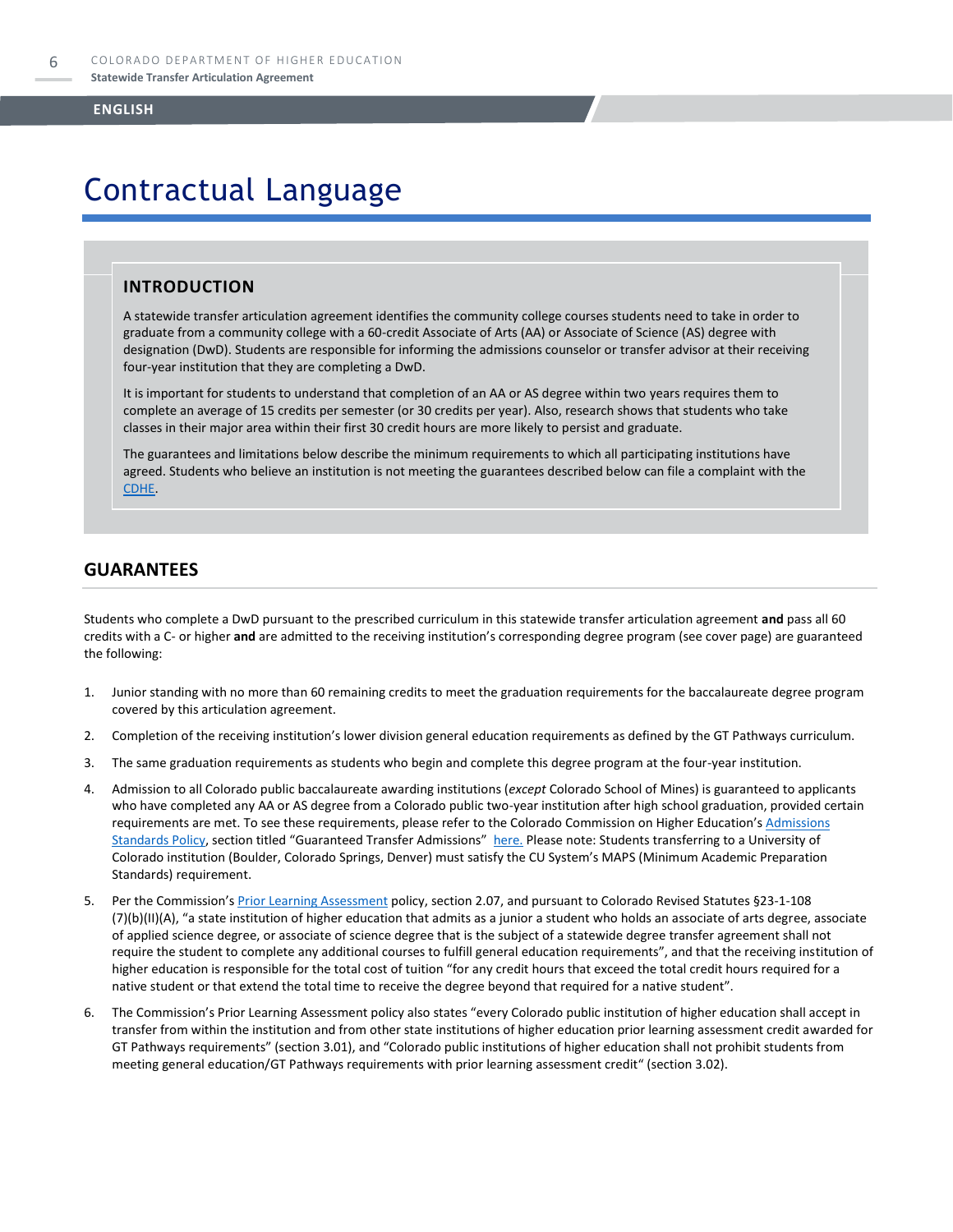ENGLISH

# Contractual Language

## INTRODUCTION

A statewide transfer articulation agreement identifies the community college courses students need to take in order to graduate from a community college with a 60-credit Associate of Arts (AA) or Associate of Science (AS) degree with designation (DwD). Students are responsible for informing the admissions counselor or transfer advisor at their receiving four-year institution that they are completing a DwD.

It is important for students to understand that completion of an AA or AS degree within two years requires them to complete an average of 15 credits per semester (or 30 credits per year). Also, research shows that students who take classes in their major area within their first 30 credit hours are more likely to persist and graduate.

The guarantees and limitations below describe the minimum requirements to which all participating institutions have agreed. Students who believe an institution is not meeting the guarantees described below can file a complaint with the CDHE.

## GUARANTEES

Students who complete a DwD pursuant to the prescribed curriculum in this statewide transfer articulation agreement **and** pass all 60 credits with a C- or higher **and** are admitted to the receiving institution's corresponding degree program (see cover page) are guaranteed the following:

1. Junior standing with no more than 60 remaining credits to meet the graduation requirements for the baccalaureate degree program covered by this articulation agreement.
2. Completion of the receiving institution's lower division general education requirements as defined by the GT Pathways curriculum.
3. The same graduation requirements as students who begin and complete this degree program at the four-year institution.
4. Admission to all Colorado public baccalaureate awarding institutions (*except* Colorado School of Mines) is guaranteed to applicants who have completed any AA or AS degree from a Colorado public two-year institution after high school graduation, provided certain requirements are met. To see these requirements, please refer to the Colorado Commission on Higher Education's Admissions Standards Policy, section titled "Guaranteed Transfer Admissions" here. Please note: Students transferring to a University of Colorado institution (Boulder, Colorado Springs, Denver) must satisfy the CU System's MAPS (Minimum Academic Preparation Standards) requirement.
5. Per the Commission's Prior Learning Assessment policy, section 2.07, and pursuant to Colorado Revised Statutes §23-1-108 (7)(b)(II)(A), "a state institution of higher education that admits as a junior a student who holds an associate of arts degree, associate of applied science degree, or associate of science degree that is the subject of a statewide degree transfer agreement shall not require the student to complete any additional courses to fulfill general education requirements", and that the receiving institution of higher education is responsible for the total cost of tuition "for any credit hours that exceed the total credit hours required for a native student or that extend the total time to receive the degree beyond that required for a native student".
6. The Commission's Prior Learning Assessment policy also states "every Colorado public institution of higher education shall accept in transfer from within the institution and from other state institutions of higher education prior learning assessment credit awarded for GT Pathways requirements" (section 3.01), and "Colorado public institutions of higher education shall not prohibit students from meeting general education/GT Pathways requirements with prior learning assessment credit" (section 3.02).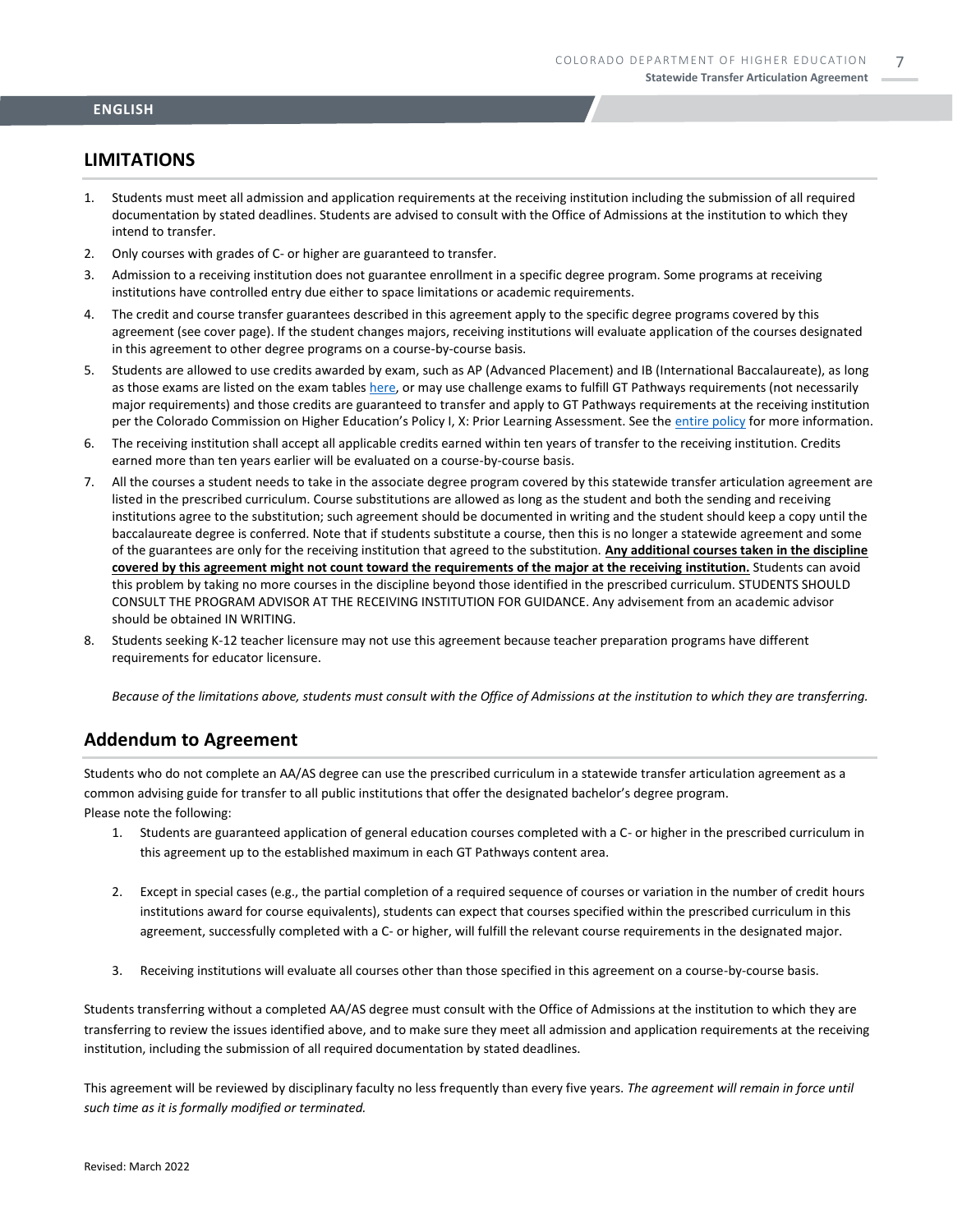**ENGLISH**

## LIMITATIONS

1. Students must meet all admission and application requirements at the receiving institution including the submission of all required documentation by stated deadlines. Students are advised to consult with the Office of Admissions at the institution to which they intend to transfer.
2. Only courses with grades of C- or higher are guaranteed to transfer.
3. Admission to a receiving institution does not guarantee enrollment in a specific degree program. Some programs at receiving institutions have controlled entry due either to space limitations or academic requirements.
4. The credit and course transfer guarantees described in this agreement apply to the specific degree programs covered by this agreement (see cover page). If the student changes majors, receiving institutions will evaluate application of the courses designated in this agreement to other degree programs on a course-by-course basis.
5. Students are allowed to use credits awarded by exam, such as AP (Advanced Placement) and IB (International Baccalaureate), as long as those exams are listed on the exam tables here, or may use challenge exams to fulfill GT Pathways requirements (not necessarily major requirements) and those credits are guaranteed to transfer and apply to GT Pathways requirements at the receiving institution per the Colorado Commission on Higher Education's Policy I, X: Prior Learning Assessment. See the entire policy for more information.
6. The receiving institution shall accept all applicable credits earned within ten years of transfer to the receiving institution. Credits earned more than ten years earlier will be evaluated on a course-by-course basis.
7. All the courses a student needs to take in the associate degree program covered by this statewide transfer articulation agreement are listed in the prescribed curriculum. Course substitutions are allowed as long as the student and both the sending and receiving institutions agree to the substitution; such agreement should be documented in writing and the student should keep a copy until the baccalaureate degree is conferred. Note that if students substitute a course, then this is no longer a statewide agreement and some of the guarantees are only for the receiving institution that agreed to the substitution. **Any additional courses taken in the discipline covered by this agreement might not count toward the requirements of the major at the receiving institution.** Students can avoid this problem by taking no more courses in the discipline beyond those identified in the prescribed curriculum. STUDENTS SHOULD CONSULT THE PROGRAM ADVISOR AT THE RECEIVING INSTITUTION FOR GUIDANCE. Any advisement from an academic advisor should be obtained IN WRITING.
8. Students seeking K-12 teacher licensure may not use this agreement because teacher preparation programs have different requirements for educator licensure.

*Because of the limitations above, students must consult with the Office of Admissions at the institution to which they are transferring.*

## Addendum to Agreement

Students who do not complete an AA/AS degree can use the prescribed curriculum in a statewide transfer articulation agreement as a common advising guide for transfer to all public institutions that offer the designated bachelor's degree program.
Please note the following:

1. Students are guaranteed application of general education courses completed with a C- or higher in the prescribed curriculum in this agreement up to the established maximum in each GT Pathways content area.

2. Except in special cases (e.g., the partial completion of a required sequence of courses or variation in the number of credit hours institutions award for course equivalents), students can expect that courses specified within the prescribed curriculum in this agreement, successfully completed with a C- or higher, will fulfill the relevant course requirements in the designated major.

3. Receiving institutions will evaluate all courses other than those specified in this agreement on a course-by-course basis.

Students transferring without a completed AA/AS degree must consult with the Office of Admissions at the institution to which they are transferring to review the issues identified above, and to make sure they meet all admission and application requirements at the receiving institution, including the submission of all required documentation by stated deadlines.

This agreement will be reviewed by disciplinary faculty no less frequently than every five years. *The agreement will remain in force until such time as it is formally modified or terminated.*

Revised: March 2022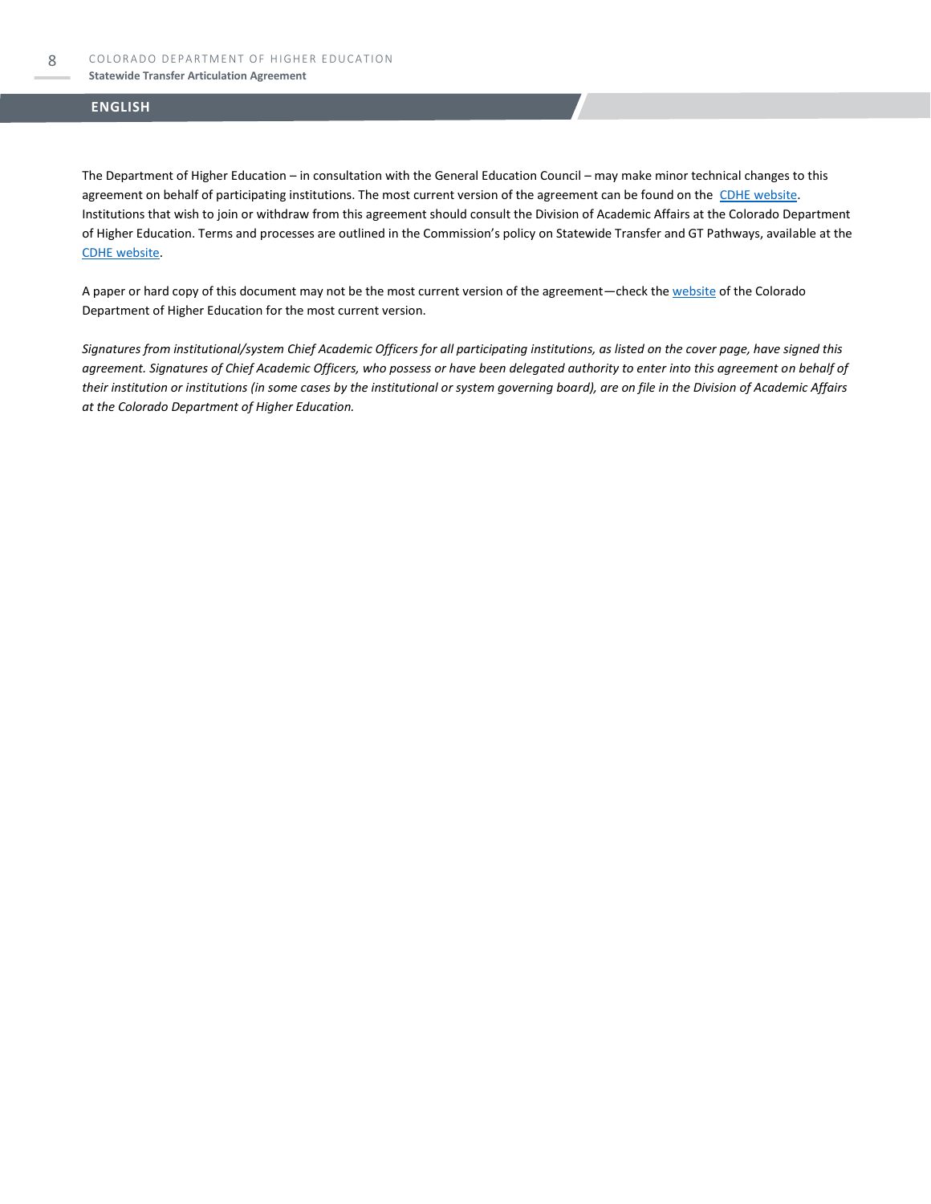## ENGLISH

The Department of Higher Education – in consultation with the General Education Council – may make minor technical changes to this agreement on behalf of participating institutions. The most current version of the agreement can be found on the CDHE website. Institutions that wish to join or withdraw from this agreement should consult the Division of Academic Affairs at the Colorado Department of Higher Education. Terms and processes are outlined in the Commission's policy on Statewide Transfer and GT Pathways, available at the CDHE website.

A paper or hard copy of this document may not be the most current version of the agreement—check the website of the Colorado Department of Higher Education for the most current version.

*Signatures from institutional/system Chief Academic Officers for all participating institutions, as listed on the cover page, have signed this agreement. Signatures of Chief Academic Officers, who possess or have been delegated authority to enter into this agreement on behalf of their institution or institutions (in some cases by the institutional or system governing board), are on file in the Division of Academic Affairs at the Colorado Department of Higher Education.*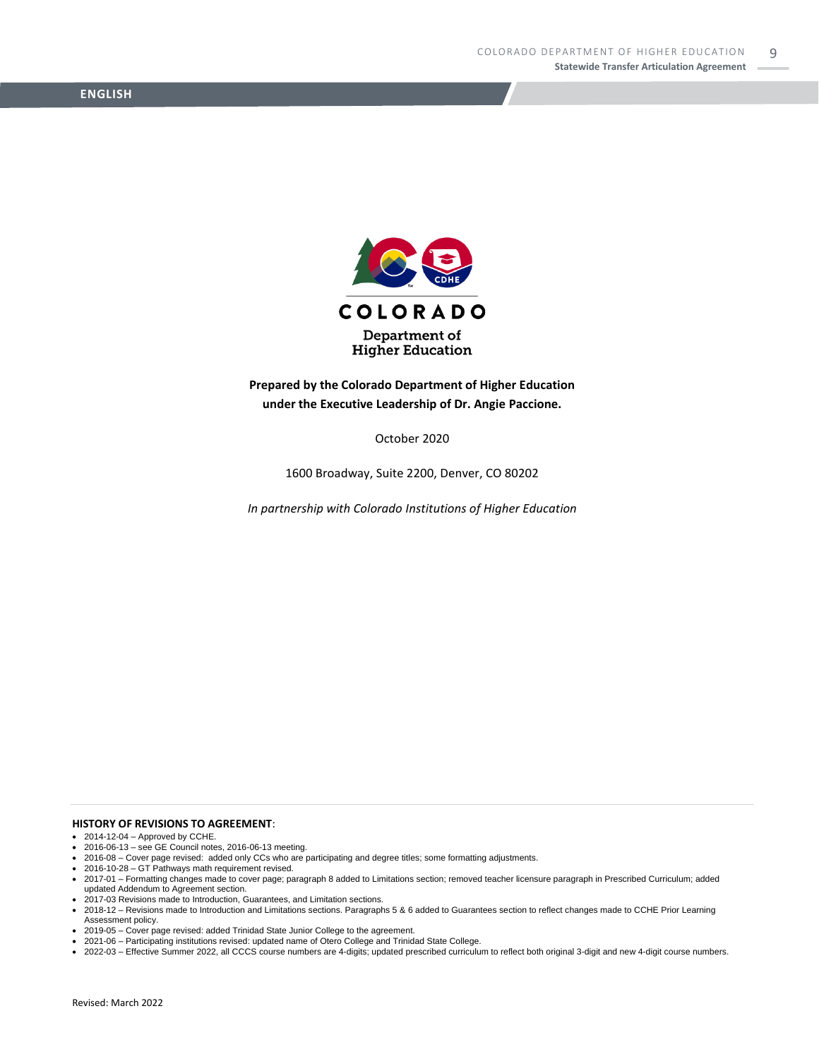COLORADO

Department of Higher Education

**Prepared by the Colorado Department of Higher Education under the Executive Leadership of Dr. Angie Paccione.**

October 2020

1600 Broadway, Suite 2200, Denver, CO 80202

*In partnership with Colorado Institutions of Higher Education*

**HISTORY OF REVISIONS TO AGREEMENT**:

- 2014-12-04 – Approved by CCHE.
- 2016-06-13 – see GE Council notes, 2016-06-13 meeting.
- 2016-08 – Cover page revised: added only CCs who are participating and degree titles; some formatting adjustments.
- 2016-10-28 – GT Pathways math requirement revised.
- 2017-01 – Formatting changes made to cover page; paragraph 8 added to Limitations section; removed teacher licensure paragraph in Prescribed Curriculum; added updated Addendum to Agreement section.
- 2017-03 Revisions made to Introduction, Guarantees, and Limitation sections.
- 2018-12 – Revisions made to Introduction and Limitations sections. Paragraphs 5 & 6 added to Guarantees section to reflect changes made to CCHE Prior Learning Assessment policy.
- 2019-05 – Cover page revised: added Trinidad State Junior College to the agreement.
- 2021-06 – Participating institutions revised: updated name of Otero College and Trinidad State College.
- 2022-03 – Effective Summer 2022, all CCCS course numbers are 4-digits; updated prescribed curriculum to reflect both original 3-digit and new 4-digit course numbers.

Revised: March 2022